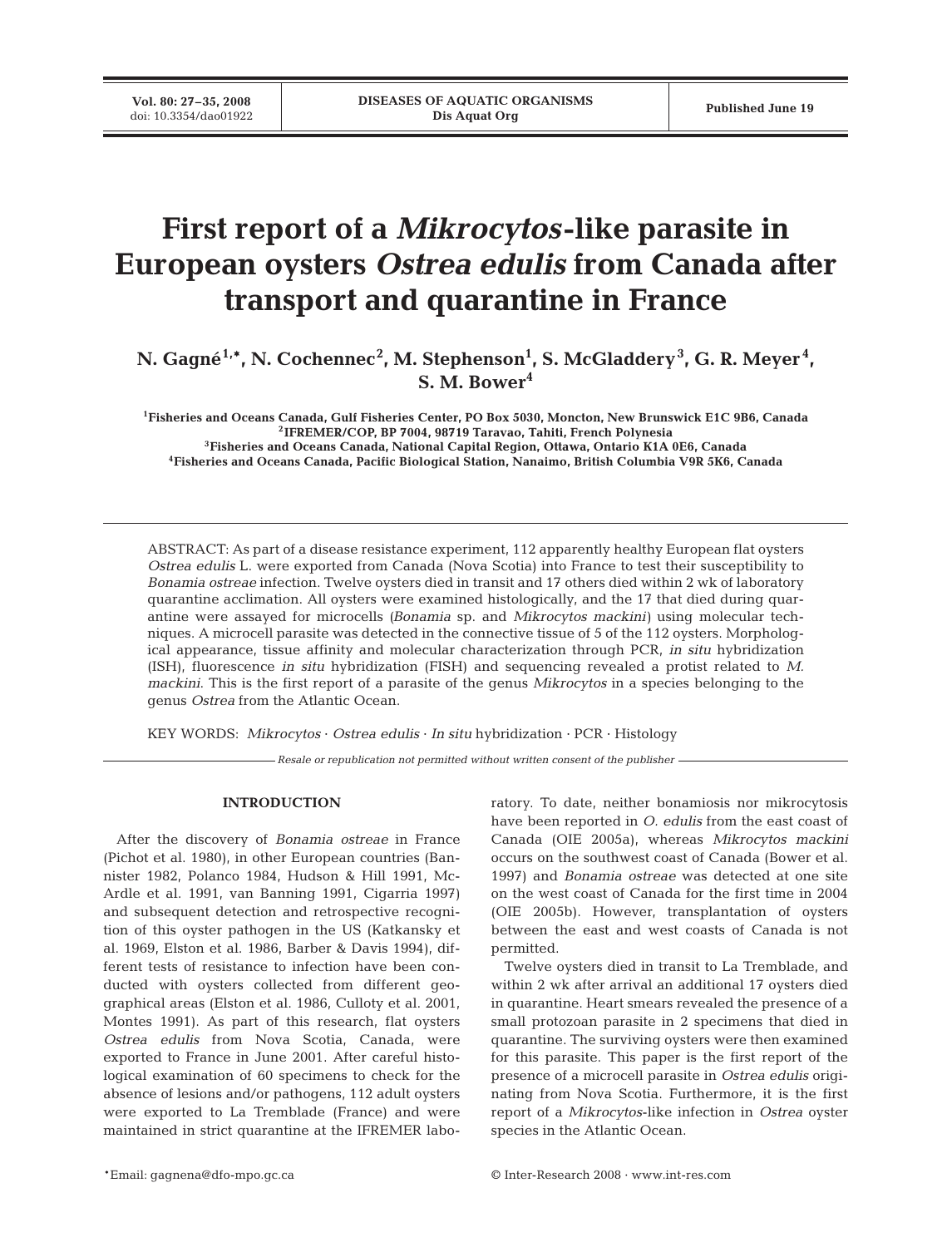# First report of a *Mikrocytos*-like parasite in European oysters *Ostrea edulis* from Canada after transport and quarantine in France

**N. Gagné[1,*], N. Cochennec[2], M. Stephenson[1], S. McGladdery[3], G. R. Meyer[4], S. M. Bower[4]**

[1]Fisheries and Oceans Canada, Gulf Fisheries Center, PO Box 5030, Moncton, New Brunswick E1C 9B6, Canada
[2]IFREMER/COP, BP 7004, 98719 Taravao, Tahiti, French Polynesia
[3]Fisheries and Oceans Canada, National Capital Region, Ottawa, Ontario K1A 0E6, Canada
[4]Fisheries and Oceans Canada, Pacific Biological Station, Nanaimo, British Columbia V9R 5K6, Canada

ABSTRACT: As part of a disease resistance experiment, 112 apparently healthy European flat oysters *Ostrea edulis* L. were exported from Canada (Nova Scotia) into France to test their susceptibility to *Bonamia ostreae* infection. Twelve oysters died in transit and 17 others died within 2 wk of laboratory quarantine acclimation. All oysters were examined histologically, and the 17 that died during quarantine were assayed for microcells (*Bonamia* sp. and *Mikrocytos mackini*) using molecular techniques. A microcell parasite was detected in the connective tissue of 5 of the 112 oysters. Morphological appearance, tissue affinity and molecular characterization through PCR, *in situ* hybridization (ISH), fluorescence *in situ* hybridization (FISH) and sequencing revealed a protist related to *M. mackini*. This is the first report of a parasite of the genus *Mikrocytos* in a species belonging to the genus *Ostrea* from the Atlantic Ocean.

KEY WORDS: *Mikrocytos* · *Ostrea edulis* · *In situ* hybridization · PCR · Histology

*Resale or republication not permitted without written consent of the publisher*

## INTRODUCTION

After the discovery of *Bonamia ostreae* in France (Pichot et al. 1980), in other European countries (Bannister 1982, Polanco 1984, Hudson & Hill 1991, McArdle et al. 1991, van Banning 1991, Cigarria 1997) and subsequent detection and retrospective recognition of this oyster pathogen in the US (Katkansky et al. 1969, Elston et al. 1986, Barber & Davis 1994), different tests of resistance to infection have been conducted with oysters collected from different geographical areas (Elston et al. 1986, Culloty et al. 2001, Montes 1991). As part of this research, flat oysters *Ostrea edulis* from Nova Scotia, Canada, were exported to France in June 2001. After careful histological examination of 60 specimens to check for the absence of lesions and/or pathogens, 112 adult oysters were exported to La Tremblade (France) and were maintained in strict quarantine at the IFREMER laboratory. To date, neither bonamiosis nor mikrocytosis have been reported in *O. edulis* from the east coast of Canada (OIE 2005a), whereas *Mikrocytos mackini* occurs on the southwest coast of Canada (Bower et al. 1997) and *Bonamia ostreae* was detected at one site on the west coast of Canada for the first time in 2004 (OIE 2005b). However, transplantation of oysters between the east and west coasts of Canada is not permitted.

Twelve oysters died in transit to La Tremblade, and within 2 wk after arrival an additional 17 oysters died in quarantine. Heart smears revealed the presence of a small protozoan parasite in 2 specimens that died in quarantine. The surviving oysters were then examined for this parasite. This paper is the first report of the presence of a microcell parasite in *Ostrea edulis* originating from Nova Scotia. Furthermore, it is the first report of a *Mikrocytos*-like infection in *Ostrea* oyster species in the Atlantic Ocean.

*Email: gagnena@dfo-mpo.gc.ca

© Inter-Research 2008 · www.int-res.com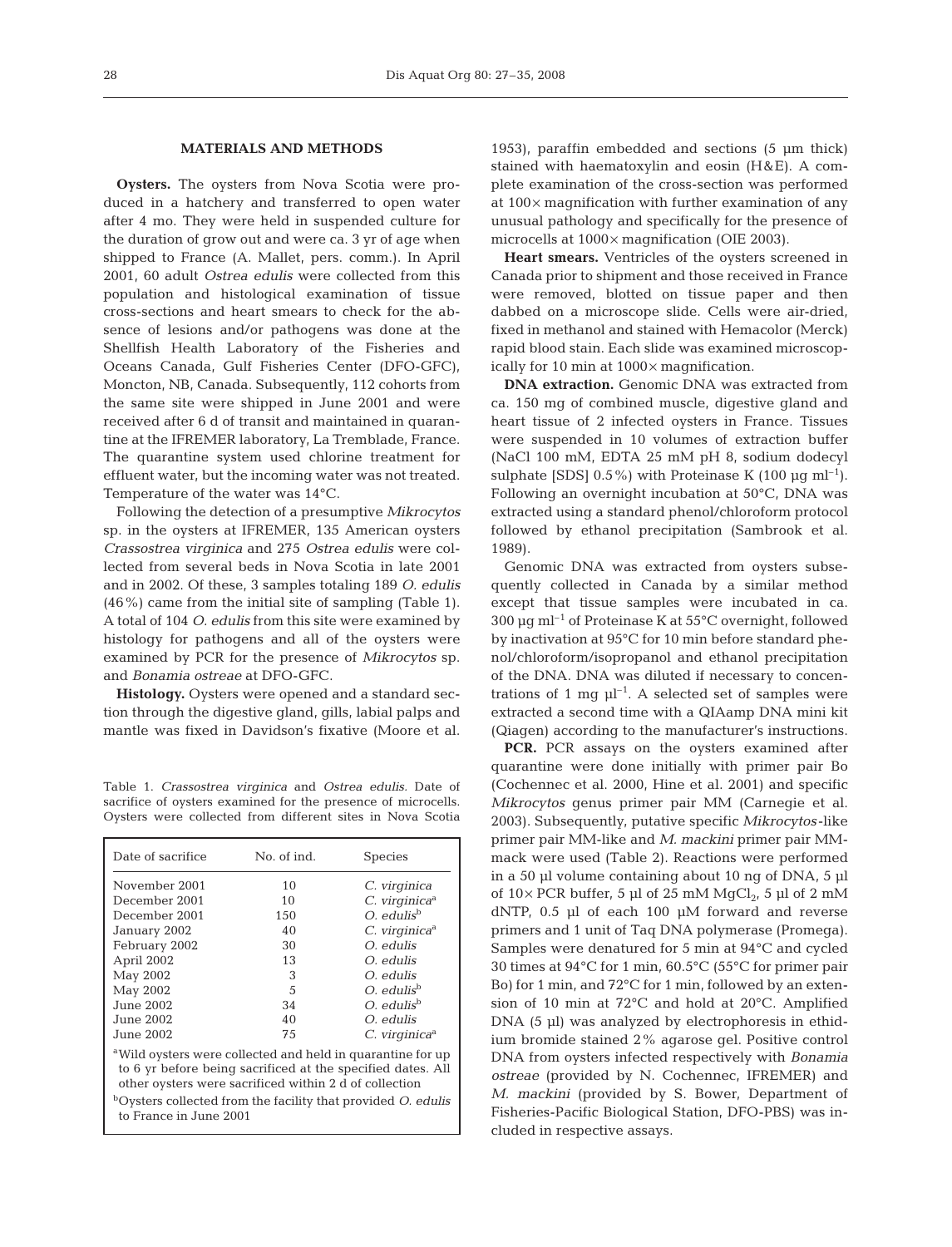## MATERIALS AND METHODS

**Oysters.** The oysters from Nova Scotia were produced in a hatchery and transferred to open water after 4 mo. They were held in suspended culture for the duration of grow out and were ca. 3 yr of age when shipped to France (A. Mallet, pers. comm.). In April 2001, 60 adult *Ostrea edulis* were collected from this population and histological examination of tissue cross-sections and heart smears to check for the absence of lesions and/or pathogens was done at the Shellfish Health Laboratory of the Fisheries and Oceans Canada, Gulf Fisheries Center (DFO-GFC), Moncton, NB, Canada. Subsequently, 112 cohorts from the same site were shipped in June 2001 and were received after 6 d of transit and maintained in quarantine at the IFREMER laboratory, La Tremblade, France. The quarantine system used chlorine treatment for effluent water, but the incoming water was not treated. Temperature of the water was 14°C.

Following the detection of a presumptive *Mikrocytos* sp. in the oysters at IFREMER, 135 American oysters *Crassostrea virginica* and 275 *Ostrea edulis* were collected from several beds in Nova Scotia in late 2001 and in 2002. Of these, 3 samples totaling 189 *O. edulis* (46%) came from the initial site of sampling (Table 1). A total of 104 *O. edulis* from this site were examined by histology for pathogens and all of the oysters were examined by PCR for the presence of *Mikrocytos* sp. and *Bonamia ostreae* at DFO-GFC.

**Histology.** Oysters were opened and a standard section through the digestive gland, gills, labial palps and mantle was fixed in Davidson's fixative (Moore et al. 1953), paraffin embedded and sections (5 µm thick) stained with haematoxylin and eosin (H&E). A complete examination of the cross-section was performed at 100× magnification with further examination of any unusual pathology and specifically for the presence of microcells at 1000× magnification (OIE 2003).

Table 1. *Crassostrea virginica* and *Ostrea edulis*. Date of sacrifice of oysters examined for the presence of microcells. Oysters were collected from different sites in Nova Scotia

| Date of sacrifice | No. of ind. | Species |
|---|---|---|
| November 2001 | 10 | *C. virginica* |
| December 2001 | 10 | *C. virginica*[a] |
| December 2001 | 150 | *O. edulis*[b] |
| January 2002 | 40 | *C. virginica*[a] |
| February 2002 | 30 | *O. edulis* |
| April 2002 | 13 | *O. edulis* |
| May 2002 | 3 | *O. edulis* |
| May 2002 | 5 | *O. edulis*[b] |
| June 2002 | 34 | *O. edulis*[b] |
| June 2002 | 40 | *O. edulis* |
| June 2002 | 75 | *C. virginica*[a] |

[a]Wild oysters were collected and held in quarantine for up to 6 yr before being sacrificed at the specified dates. All other oysters were sacrificed within 2 d of collection

[b]Oysters collected from the facility that provided *O. edulis* to France in June 2001

**Heart smears.** Ventricles of the oysters screened in Canada prior to shipment and those received in France were removed, blotted on tissue paper and then dabbed on a microscope slide. Cells were air-dried, fixed in methanol and stained with Hemacolor (Merck) rapid blood stain. Each slide was examined microscopically for 10 min at 1000× magnification.

**DNA extraction.** Genomic DNA was extracted from ca. 150 mg of combined muscle, digestive gland and heart tissue of 2 infected oysters in France. Tissues were suspended in 10 volumes of extraction buffer (NaCl 100 mM, EDTA 25 mM pH 8, sodium dodecyl sulphate [SDS] 0.5%) with Proteinase K (100 µg ml$^{-1}$). Following an overnight incubation at 50°C, DNA was extracted using a standard phenol/chloroform protocol followed by ethanol precipitation (Sambrook et al. 1989).

Genomic DNA was extracted from oysters subsequently collected in Canada by a similar method except that tissue samples were incubated in ca. 300 µg ml$^{-1}$ of Proteinase K at 55°C overnight, followed by inactivation at 95°C for 10 min before standard phenol/chloroform/isopropanol and ethanol precipitation of the DNA. DNA was diluted if necessary to concentrations of 1 mg µl$^{-1}$. A selected set of samples were extracted a second time with a QIAamp DNA mini kit (Qiagen) according to the manufacturer's instructions.

**PCR.** PCR assays on the oysters examined after quarantine were done initially with primer pair Bo (Cochennec et al. 2000, Hine et al. 2001) and specific *Mikrocytos* genus primer pair MM (Carnegie et al. 2003). Subsequently, putative specific *Mikrocytos*-like primer pair MM-like and *M. mackini* primer pair MM-mack were used (Table 2). Reactions were performed in a 50 µl volume containing about 10 ng of DNA, 5 µl of 10× PCR buffer, 5 µl of 25 mM $MgCl_2$, 5 µl of 2 mM dNTP, 0.5 µl of each 100 µM forward and reverse primers and 1 unit of Taq DNA polymerase (Promega). Samples were denatured for 5 min at 94°C and cycled 30 times at 94°C for 1 min, 60.5°C (55°C for primer pair Bo) for 1 min, and 72°C for 1 min, followed by an extension of 10 min at 72°C and hold at 20°C. Amplified DNA (5 µl) was analyzed by electrophoresis in ethidium bromide stained 2% agarose gel. Positive control DNA from oysters infected respectively with *Bonamia ostreae* (provided by N. Cochennec, IFREMER) and *M. mackini* (provided by S. Bower, Department of Fisheries-Pacific Biological Station, DFO-PBS) was included in respective assays.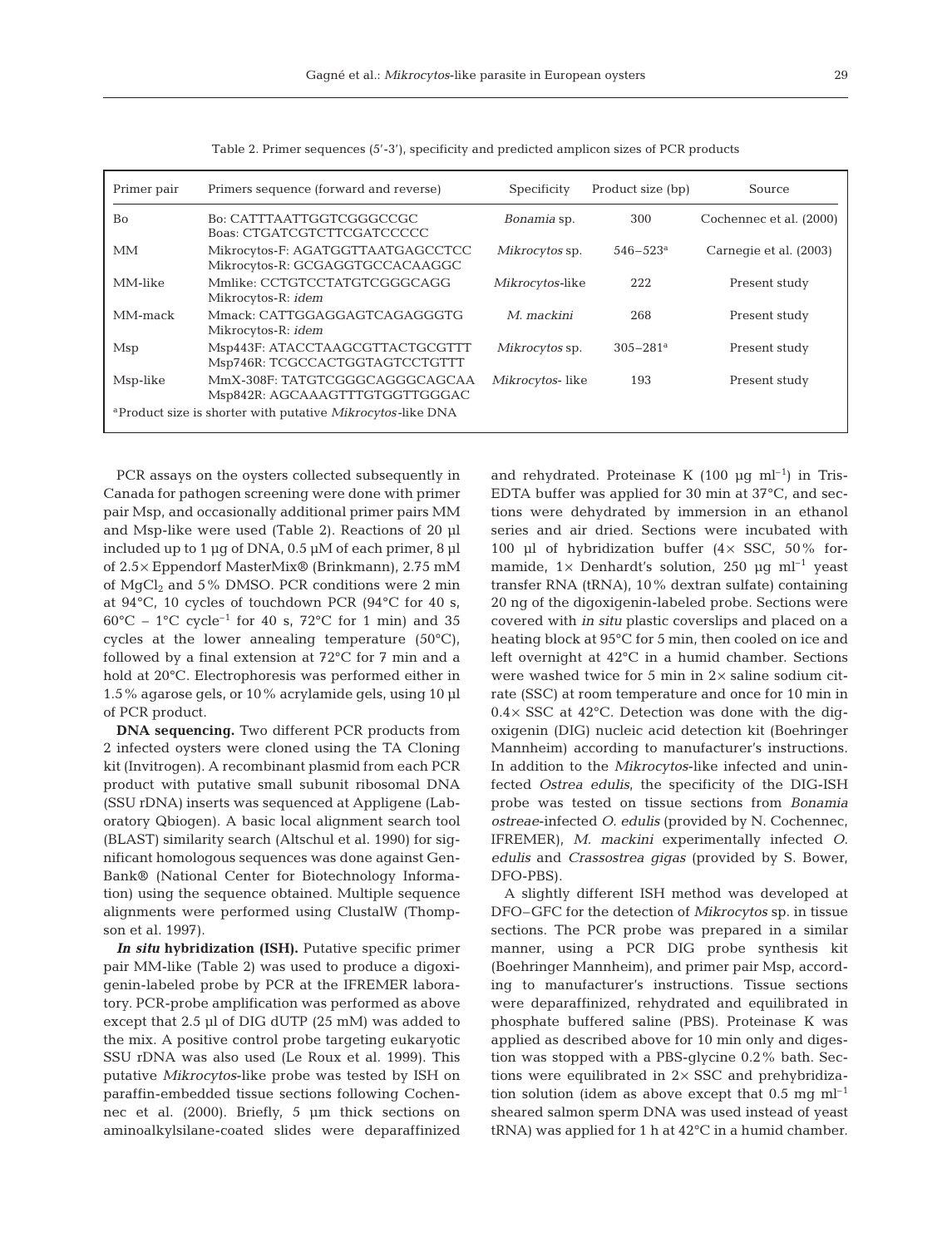Table 2. Primer sequences (5'-3'), specificity and predicted amplicon sizes of PCR products

| Primer pair | Primers sequence (forward and reverse) | Specificity | Product size (bp) | Source |
|---|---|---|---|---|
| Bo | Bo: CATTTAATTGGTCGGGCCGC<br>Boas: CTGATCGTCTTCGATCCCCC | *Bonamia* sp. | 300 | Cochennec et al. (2000) |
| MM | Mikrocytos-F: AGATGGTTAATGAGCCTCC<br>Mikrocytos-R: GCGAGGTGCCACAAGGC | *Mikrocytos* sp. | 546–523[a] | Carnegie et al. (2003) |
| MM-like | Mmlike: CCTGTCCTATGTCGGGCAGG<br>Mikrocytos-R: *idem* | *Mikrocytos*-like | 222 | Present study |
| MM-mack | Mmack: CATTGGAGGAGTCAGAGGGTG<br>Mikrocytos-R: *idem* | *M. mackini* | 268 | Present study |
| Msp | Msp443F: ATACCTAAGCGTTACTGCGTTT<br>Msp746R: TCGCCACTGGTAGTCCTGTTT | *Mikrocytos* sp. | 305–281[a] | Present study |
| Msp-like | MmX-308F: TATGTCGGGCAGGGCAGCAA<br>Msp842R: AGCAAAGTTTGTGGTTGGGAC | *Mikrocytos*- like | 193 | Present study |

[a]Product size is shorter with putative *Mikrocytos*-like DNA

PCR assays on the oysters collected subsequently in Canada for pathogen screening were done with primer pair Msp, and occasionally additional primer pairs MM and Msp-like were used (Table 2). Reactions of 20 µl included up to 1 µg of DNA, 0.5 µM of each primer, 8 µl of 2.5× Eppendorf MasterMix® (Brinkmann), 2.75 mM of $MgCl_2$ and 5% DMSO. PCR conditions were 2 min at 94°C, 10 cycles of touchdown PCR (94°C for 40 s, 60°C – 1°C cycle$^{-1}$ for 40 s, 72°C for 1 min) and 35 cycles at the lower annealing temperature (50°C), followed by a final extension at 72°C for 7 min and a hold at 20°C. Electrophoresis was performed either in 1.5% agarose gels, or 10% acrylamide gels, using 10 µl of PCR product.

**DNA sequencing.** Two different PCR products from 2 infected oysters were cloned using the TA Cloning kit (Invitrogen). A recombinant plasmid from each PCR product with putative small subunit ribosomal DNA (SSU rDNA) inserts was sequenced at Appligene (Laboratory Qbiogen). A basic local alignment search tool (BLAST) similarity search (Altschul et al. 1990) for significant homologous sequences was done against GenBank® (National Center for Biotechnology Information) using the sequence obtained. Multiple sequence alignments were performed using ClustalW (Thompson et al. 1997).

***In situ* hybridization (ISH).** Putative specific primer pair MM-like (Table 2) was used to produce a digoxigenin-labeled probe by PCR at the IFREMER laboratory. PCR-probe amplification was performed as above except that 2.5 µl of DIG dUTP (25 mM) was added to the mix. A positive control probe targeting eukaryotic SSU rDNA was also used (Le Roux et al. 1999). This putative *Mikrocytos*-like probe was tested by ISH on paraffin-embedded tissue sections following Cochennec et al. (2000). Briefly, 5 µm thick sections on aminoalkylsilane-coated slides were deparaffinized and rehydrated. Proteinase K (100 µg ml$^{-1}$) in Tris-EDTA buffer was applied for 30 min at 37°C, and sections were dehydrated by immersion in an ethanol series and air dried. Sections were incubated with 100 µl of hybridization buffer (4× SSC, 50% formamide, 1× Denhardt's solution, 250 µg ml$^{-1}$ yeast transfer RNA (tRNA), 10% dextran sulfate) containing 20 ng of the digoxigenin-labeled probe. Sections were covered with *in situ* plastic coverslips and placed on a heating block at 95°C for 5 min, then cooled on ice and left overnight at 42°C in a humid chamber. Sections were washed twice for 5 min in 2× saline sodium citrate (SSC) at room temperature and once for 10 min in 0.4× SSC at 42°C. Detection was done with the digoxigenin (DIG) nucleic acid detection kit (Boehringer Mannheim) according to manufacturer's instructions. In addition to the *Mikrocytos*-like infected and uninfected *Ostrea edulis*, the specificity of the DIG-ISH probe was tested on tissue sections from *Bonamia ostreae*-infected *O. edulis* (provided by N. Cochennec, IFREMER), *M. mackini* experimentally infected *O. edulis* and *Crassostrea gigas* (provided by S. Bower, DFO-PBS).

A slightly different ISH method was developed at DFO–GFC for the detection of *Mikrocytos* sp. in tissue sections. The PCR probe was prepared in a similar manner, using a PCR DIG probe synthesis kit (Boehringer Mannheim), and primer pair Msp, according to manufacturer's instructions. Tissue sections were deparaffinized, rehydrated and equilibrated in phosphate buffered saline (PBS). Proteinase K was applied as described above for 10 min only and digestion was stopped with a PBS-glycine 0.2% bath. Sections were equilibrated in 2× SSC and prehybridization solution (idem as above except that 0.5 mg ml$^{-1}$ sheared salmon sperm DNA was used instead of yeast tRNA) was applied for 1 h at 42°C in a humid chamber.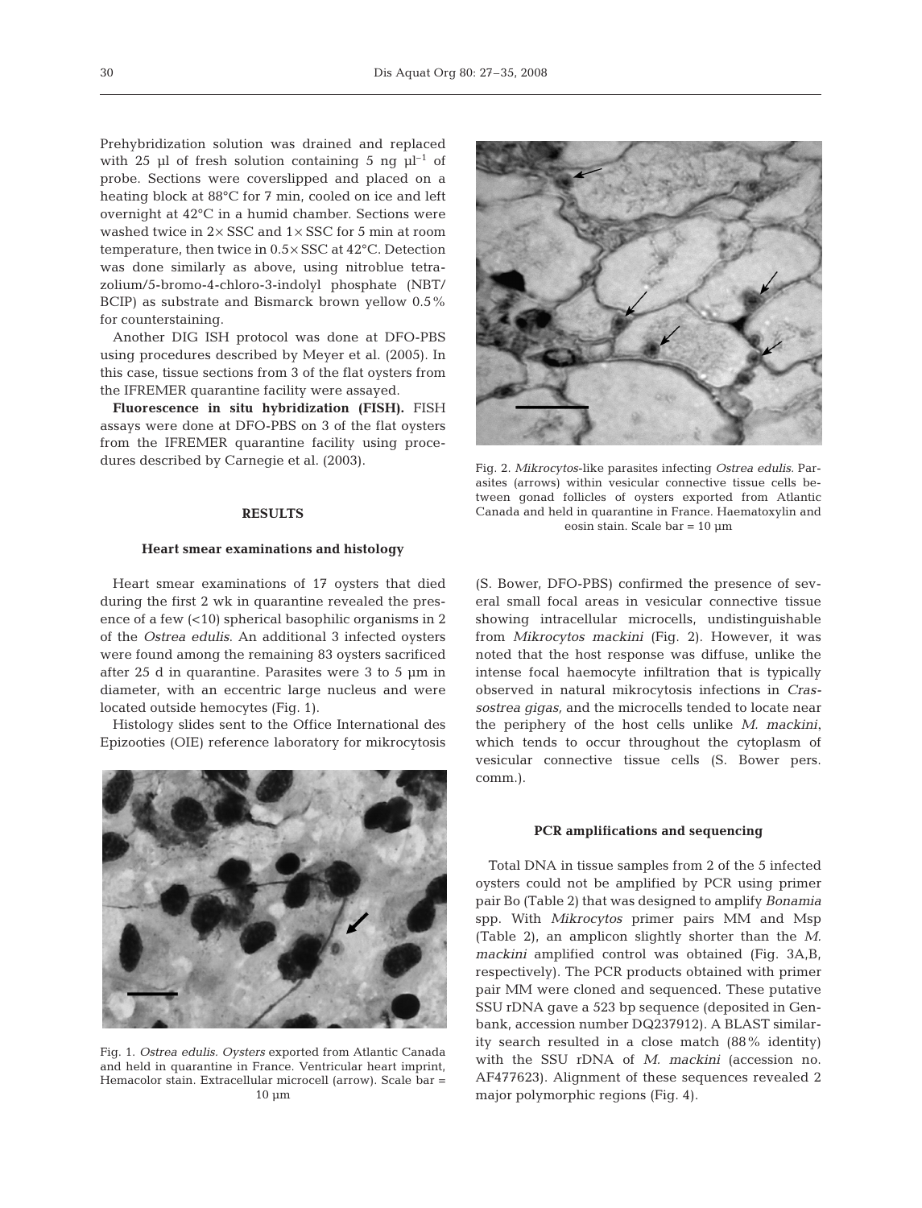Prehybridization solution was drained and replaced with 25 µl of fresh solution containing 5 ng $\mu l^{-1}$ of probe. Sections were coverslipped and placed on a heating block at 88°C for 7 min, cooled on ice and left overnight at 42°C in a humid chamber. Sections were washed twice in 2× SSC and 1× SSC for 5 min at room temperature, then twice in 0.5× SSC at 42°C. Detection was done similarly as above, using nitroblue tetrazolium/5-bromo-4-chloro-3-indolyl phosphate (NBT/BCIP) as substrate and Bismarck brown yellow 0.5% for counterstaining.

Another DIG ISH protocol was done at DFO-PBS using procedures described by Meyer et al. (2005). In this case, tissue sections from 3 of the flat oysters from the IFREMER quarantine facility were assayed.

**Fluorescence in situ hybridization (FISH).** FISH assays were done at DFO-PBS on 3 of the flat oysters from the IFREMER quarantine facility using procedures described by Carnegie et al. (2003).

## RESULTS

### Heart smear examinations and histology

Heart smear examinations of 17 oysters that died during the first 2 wk in quarantine revealed the presence of a few (<10) spherical basophilic organisms in 2 of the *Ostrea edulis*. An additional 3 infected oysters were found among the remaining 83 oysters sacrificed after 25 d in quarantine. Parasites were 3 to 5 µm in diameter, with an eccentric large nucleus and were located outside hemocytes (Fig. 1).

Histology slides sent to the Office International des Epizooties (OIE) reference laboratory for mikrocytosis (S. Bower, DFO-PBS) confirmed the presence of several small focal areas in vesicular connective tissue showing intracellular microcells, undistinguishable from *Mikrocytos mackini* (Fig. 2). However, it was noted that the host response was diffuse, unlike the intense focal haemocyte infiltration that is typically observed in natural mikrocytosis infections in *Crassostrea gigas*, and the microcells tended to locate near the periphery of the host cells unlike *M. mackini*, which tends to occur throughout the cytoplasm of vesicular connective tissue cells (S. Bower pers. comm.).

Fig. 1. *Ostrea edulis*. *Oysters* exported from Atlantic Canada and held in quarantine in France. Ventricular heart imprint, Hemacolor stain. Extracellular microcell (arrow). Scale bar = 10 µm

Fig. 2. *Mikrocytos*-like parasites infecting *Ostrea edulis*. Parasites (arrows) within vesicular connective tissue cells between gonad follicles of oysters exported from Atlantic Canada and held in quarantine in France. Haematoxylin and eosin stain. Scale bar = 10 µm

### PCR amplifications and sequencing

Total DNA in tissue samples from 2 of the 5 infected oysters could not be amplified by PCR using primer pair Bo (Table 2) that was designed to amplify *Bonamia* spp. With *Mikrocytos* primer pairs MM and Msp (Table 2), an amplicon slightly shorter than the *M. mackini* amplified control was obtained (Fig. 3A,B, respectively). The PCR products obtained with primer pair MM were cloned and sequenced. These putative SSU rDNA gave a 523 bp sequence (deposited in Genbank, accession number DQ237912). A BLAST similarity search resulted in a close match (88% identity) with the SSU rDNA of *M. mackini* (accession no. AF477623). Alignment of these sequences revealed 2 major polymorphic regions (Fig. 4).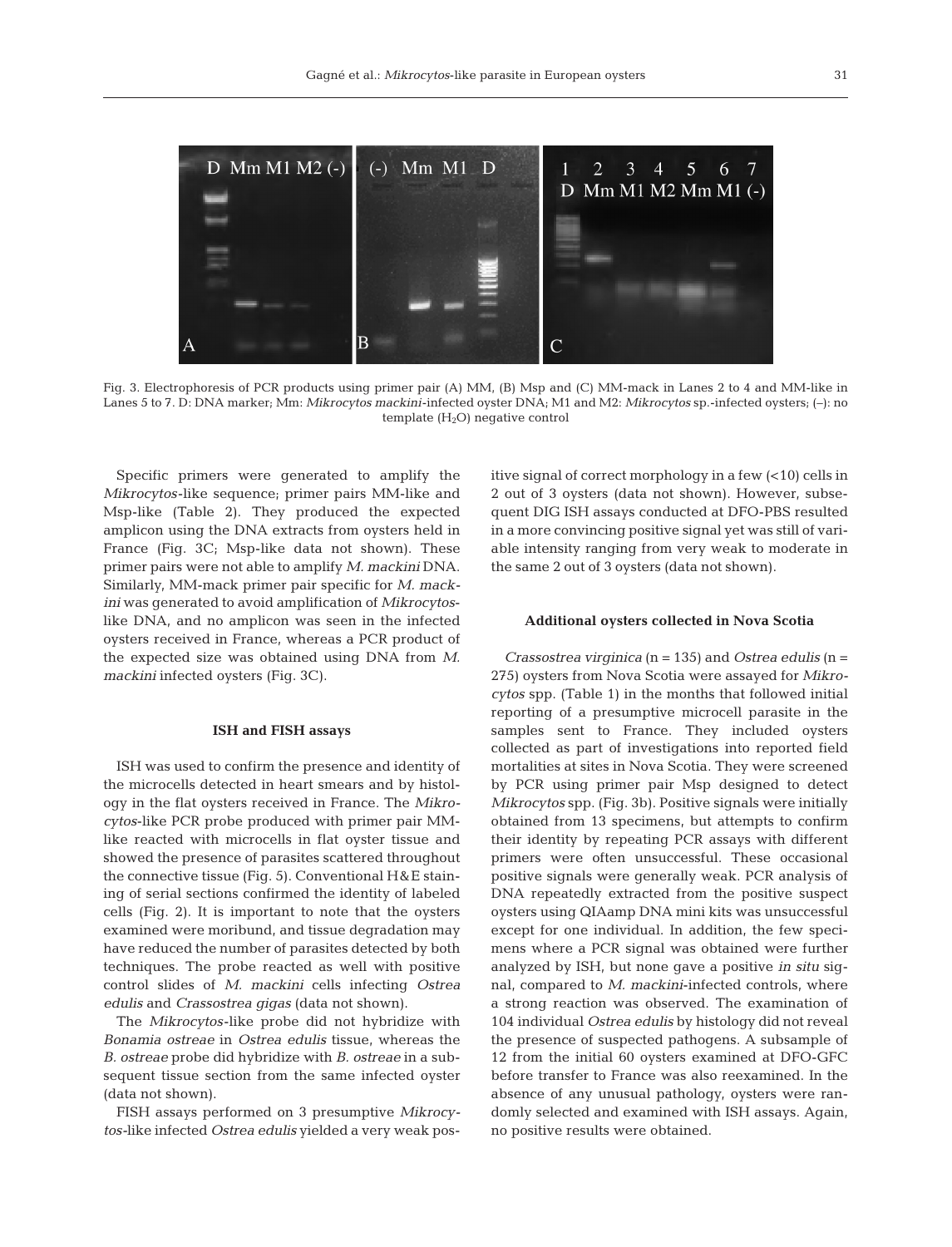Fig. 3. Electrophoresis of PCR products using primer pair (A) MM, (B) Msp and (C) MM-mack in Lanes 2 to 4 and MM-like in Lanes 5 to 7. D: DNA marker; Mm: *Mikrocytos mackini*-infected oyster DNA; M1 and M2: *Mikrocytos* sp.-infected oysters; (–): no template ($H_2O$) negative control

Specific primers were generated to amplify the *Mikrocytos*-like sequence; primer pairs MM-like and Msp-like (Table 2). They produced the expected amplicon using the DNA extracts from oysters held in France (Fig. 3C; Msp-like data not shown). These primer pairs were not able to amplify *M. mackini* DNA. Similarly, MM-mack primer pair specific for *M. mackini* was generated to avoid amplification of *Mikrocytos*-like DNA, and no amplicon was seen in the infected oysters received in France, whereas a PCR product of the expected size was obtained using DNA from *M. mackini* infected oysters (Fig. 3C).

### ISH and FISH assays

ISH was used to confirm the presence and identity of the microcells detected in heart smears and by histology in the flat oysters received in France. The *Mikrocytos*-like PCR probe produced with primer pair MM-like reacted with microcells in flat oyster tissue and showed the presence of parasites scattered throughout the connective tissue (Fig. 5). Conventional H&E staining of serial sections confirmed the identity of labeled cells (Fig. 2). It is important to note that the oysters examined were moribund, and tissue degradation may have reduced the number of parasites detected by both techniques. The probe reacted as well with positive control slides of *M. mackini* cells infecting *Ostrea edulis* and *Crassostrea gigas* (data not shown).

The *Mikrocytos*-like probe did not hybridize with *Bonamia ostreae* in *Ostrea edulis* tissue, whereas the *B. ostreae* probe did hybridize with *B. ostreae* in a subsequent tissue section from the same infected oyster (data not shown).

FISH assays performed on 3 presumptive *Mikrocytos*-like infected *Ostrea edulis* yielded a very weak positive signal of correct morphology in a few (<10) cells in 2 out of 3 oysters (data not shown). However, subsequent DIG ISH assays conducted at DFO-PBS resulted in a more convincing positive signal yet was still of variable intensity ranging from very weak to moderate in the same 2 out of 3 oysters (data not shown).

### Additional oysters collected in Nova Scotia

*Crassostrea virginica* (n = 135) and *Ostrea edulis* (n = 275) oysters from Nova Scotia were assayed for *Mikrocytos* spp. (Table 1) in the months that followed initial reporting of a presumptive microcell parasite in the samples sent to France. They included oysters collected as part of investigations into reported field mortalities at sites in Nova Scotia. They were screened by PCR using primer pair Msp designed to detect *Mikrocytos* spp. (Fig. 3b). Positive signals were initially obtained from 13 specimens, but attempts to confirm their identity by repeating PCR assays with different primers were often unsuccessful. These occasional positive signals were generally weak. PCR analysis of DNA repeatedly extracted from the positive suspect oysters using QIAamp DNA mini kits was unsuccessful except for one individual. In addition, the few specimens where a PCR signal was obtained were further analyzed by ISH, but none gave a positive *in situ* signal, compared to *M. mackini*-infected controls, where a strong reaction was observed. The examination of 104 individual *Ostrea edulis* by histology did not reveal the presence of suspected pathogens. A subsample of 12 from the initial 60 oysters examined at DFO-GFC before transfer to France was also reexamined. In the absence of any unusual pathology, oysters were randomly selected and examined with ISH assays. Again, no positive results were obtained.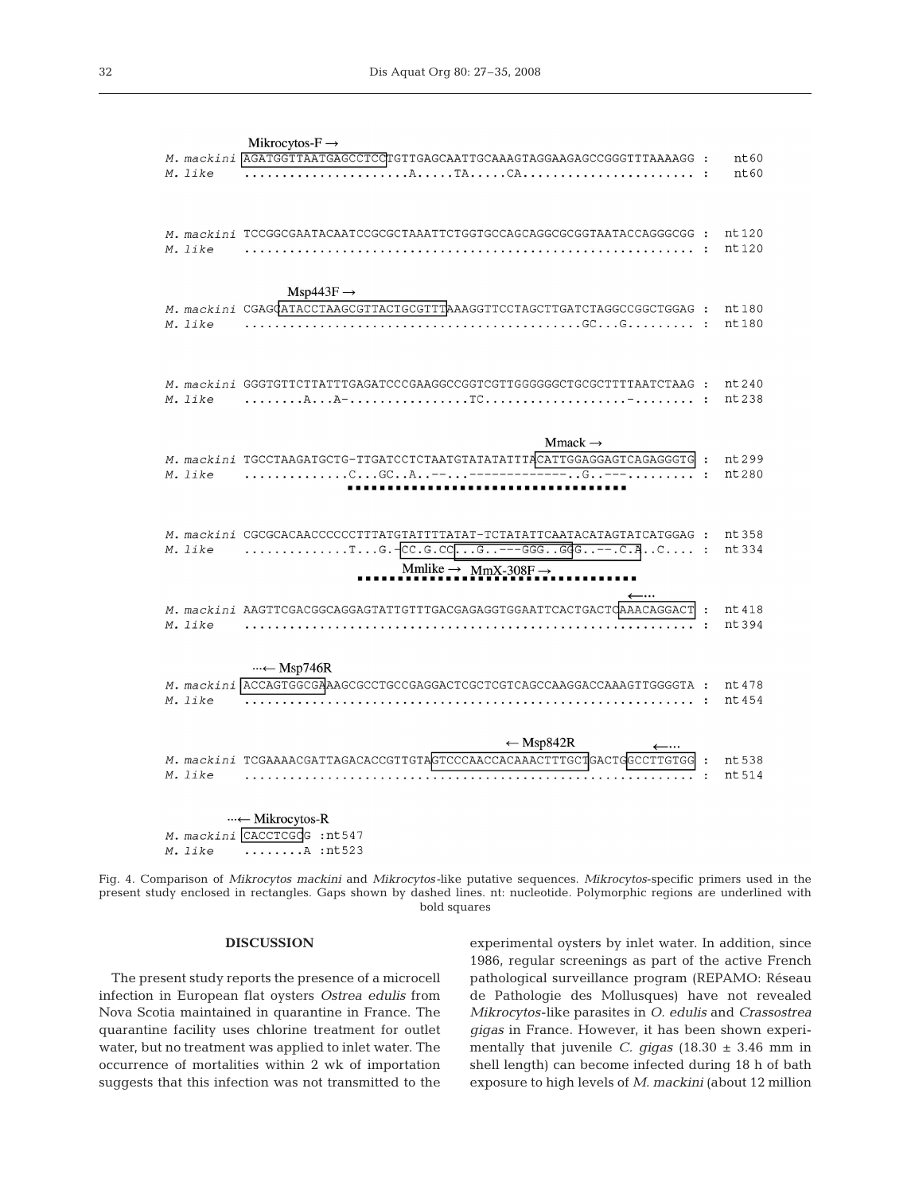```
           Mikrocytos-F →
M. mackini AGATGGTTAATGAGCCTCCTGTTGAGCAATTGCAAAGTAGGAAGAGCCGGGTTTAAAAGG :  nt60
M. like    .....................A.....TA.....CA....................... :  nt60

M. mackini TCCGGCGAATACAATCCGCGCTAAATTCTGGTGCCAGCAGGCGCGGTAATACCAGGGCGG :  nt120
M. like    ............................................................ :  nt120

               Msp443F →
M. mackini CGAGCATACCTAAGCGTTACTGCGTTTAAAGGTTCCTAGCTTGATCTAGGCCGGCTGGAG :  nt180
M. like    ..........................................GC...G......... :  nt180

M. mackini GGGTGTTCTTATTTGAGATCCCGAAGGCCGGTCGTTGGGGGGCTGCGCTTTTAATCTAAG :  nt240
M. like    ........A...A-................TC..................-........ :  nt238

                                                   Mmack →
M. mackini TGCCTAAGATGCTG-TTGATCCTCTAATGTATATATTTACATTGGAGGAGTCAGAGGGTG :  nt299
M. like    .............C...GC..A..--...-------------..G..---......... :  nt280

M. mackini CGCGCACAACCCCCCTTTATGTATTTTATAT-TCTATATTCAATACATAGTATCATGGAG :  nt358
M. like    .............T...G.-CC.G.CC...G..---GGG..GGG..--.C.A..C.... :  nt334
                            Mmlike →  MmX-308F →

                                                             ←···
M. mackini AAGTTCGACGGCAGGAGTATTGTTTGACGAGAGGTGGAATTCACTGACTCAAACAGGACT :  nt418
M. like    ............................................................ :  nt394

           ···← Msp746R
M. mackini ACCAGTGGCGAAAGCGCCTGCCGAGGACTCGCTCGTCAGCCAAGGACCAAAGTTGGGGTA :  nt478
M. like    ............................................................ :  nt454

                                          ← Msp842R        ←···
M. mackini TCGAAAACGATTAGACACCGTTGTAGTCCCAACCACAAACTTTGCTGACTGGCCTTGTGG :  nt538
M. like    ............................................................ :  nt514

       ···← Mikrocytos-R
M. mackini CACCTCGCG :nt547
M. like    ........A :nt523
```

Fig. 4. Comparison of *Mikrocytos mackini* and *Mikrocytos*-like putative sequences. *Mikrocytos*-specific primers used in the present study enclosed in rectangles. Gaps shown by dashed lines. nt: nucleotide. Polymorphic regions are underlined with bold squares

## DISCUSSION

The present study reports the presence of a microcell infection in European flat oysters *Ostrea edulis* from Nova Scotia maintained in quarantine in France. The quarantine facility uses chlorine treatment for outlet water, but no treatment was applied to inlet water. The occurrence of mortalities within 2 wk of importation suggests that this infection was not transmitted to the experimental oysters by inlet water. In addition, since 1986, regular screenings as part of the active French pathological surveillance program (REPAMO: Réseau de Pathologie des Mollusques) have not revealed *Mikrocytos*-like parasites in *O. edulis* and *Crassostrea gigas* in France. However, it has been shown experimentally that juvenile *C. gigas* (18.30 ± 3.46 mm in shell length) can become infected during 18 h of bath exposure to high levels of *M. mackini* (about 12 million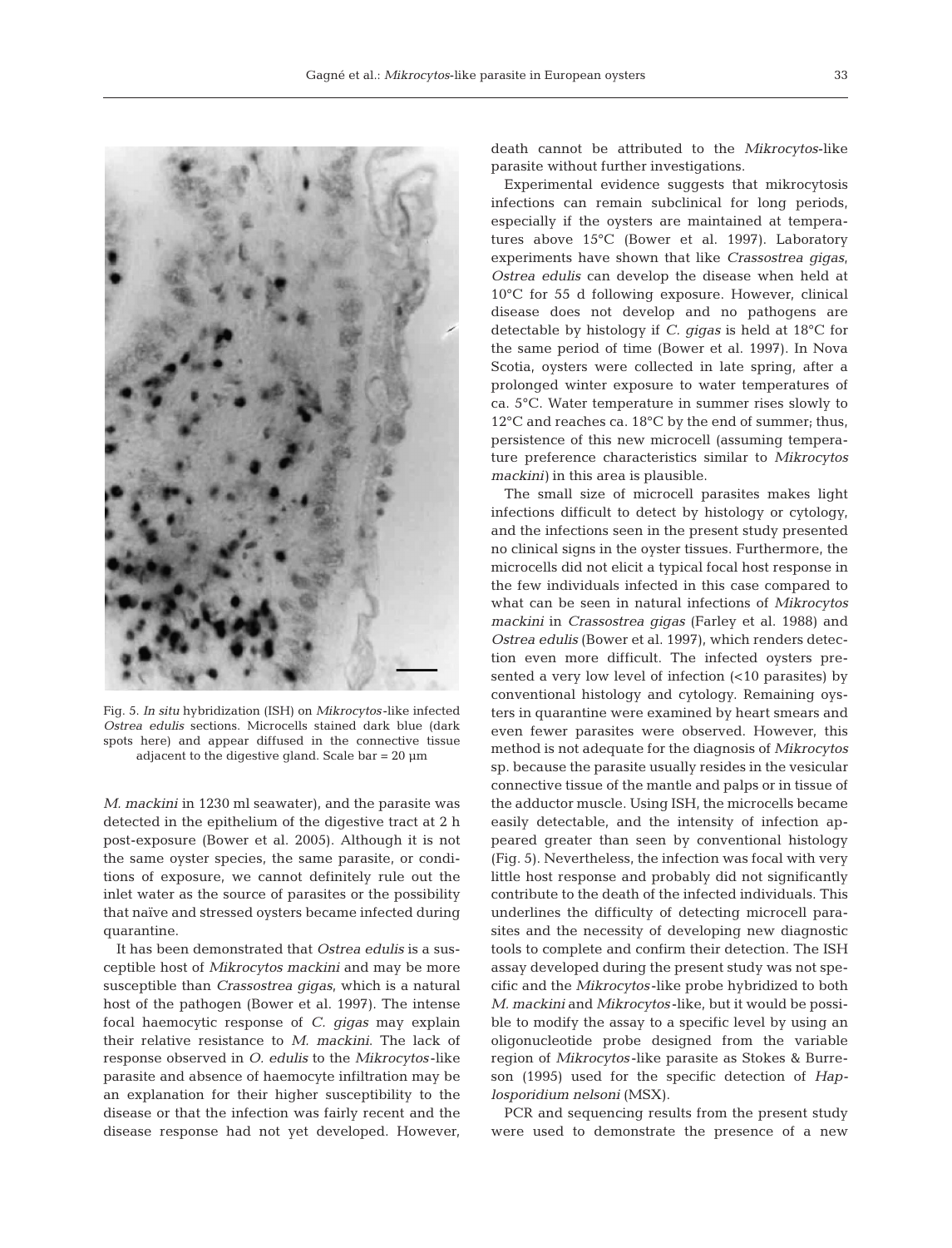Fig. 5. *In situ* hybridization (ISH) on *Mikrocytos*-like infected *Ostrea edulis* sections. Microcells stained dark blue (dark spots here) and appear diffused in the connective tissue adjacent to the digestive gland. Scale bar = 20 µm

*M. mackini* in 1230 ml seawater), and the parasite was detected in the epithelium of the digestive tract at 2 h post-exposure (Bower et al. 2005). Although it is not the same oyster species, the same parasite, or conditions of exposure, we cannot definitely rule out the inlet water as the source of parasites or the possibility that naïve and stressed oysters became infected during quarantine.

It has been demonstrated that *Ostrea edulis* is a susceptible host of *Mikrocytos mackini* and may be more susceptible than *Crassostrea gigas*, which is a natural host of the pathogen (Bower et al. 1997). The intense focal haemocytic response of *C. gigas* may explain their relative resistance to *M. mackini*. The lack of response observed in *O. edulis* to the *Mikrocytos*-like parasite and absence of haemocyte infiltration may be an explanation for their higher susceptibility to the disease or that the infection was fairly recent and the disease response had not yet developed. However, death cannot be attributed to the *Mikrocytos*-like parasite without further investigations.

Experimental evidence suggests that mikrocytosis infections can remain subclinical for long periods, especially if the oysters are maintained at temperatures above 15°C (Bower et al. 1997). Laboratory experiments have shown that like *Crassostrea gigas*, *Ostrea edulis* can develop the disease when held at 10°C for 55 d following exposure. However, clinical disease does not develop and no pathogens are detectable by histology if *C. gigas* is held at 18°C for the same period of time (Bower et al. 1997). In Nova Scotia, oysters were collected in late spring, after a prolonged winter exposure to water temperatures of ca. 5°C. Water temperature in summer rises slowly to 12°C and reaches ca. 18°C by the end of summer; thus, persistence of this new microcell (assuming temperature preference characteristics similar to *Mikrocytos mackini*) in this area is plausible.

The small size of microcell parasites makes light infections difficult to detect by histology or cytology, and the infections seen in the present study presented no clinical signs in the oyster tissues. Furthermore, the microcells did not elicit a typical focal host response in the few individuals infected in this case compared to what can be seen in natural infections of *Mikrocytos mackini* in *Crassostrea gigas* (Farley et al. 1988) and *Ostrea edulis* (Bower et al. 1997), which renders detection even more difficult. The infected oysters presented a very low level of infection (<10 parasites) by conventional histology and cytology. Remaining oysters in quarantine were examined by heart smears and even fewer parasites were observed. However, this method is not adequate for the diagnosis of *Mikrocytos* sp. because the parasite usually resides in the vesicular connective tissue of the mantle and palps or in tissue of the adductor muscle. Using ISH, the microcells became easily detectable, and the intensity of infection appeared greater than seen by conventional histology (Fig. 5). Nevertheless, the infection was focal with very little host response and probably did not significantly contribute to the death of the infected individuals. This underlines the difficulty of detecting microcell parasites and the necessity of developing new diagnostic tools to complete and confirm their detection. The ISH assay developed during the present study was not specific and the *Mikrocytos*-like probe hybridized to both *M. mackini* and *Mikrocytos*-like, but it would be possible to modify the assay to a specific level by using an oligonucleotide probe designed from the variable region of *Mikrocytos*-like parasite as Stokes & Burreson (1995) used for the specific detection of *Haplosporidium nelsoni* (MSX).

PCR and sequencing results from the present study were used to demonstrate the presence of a new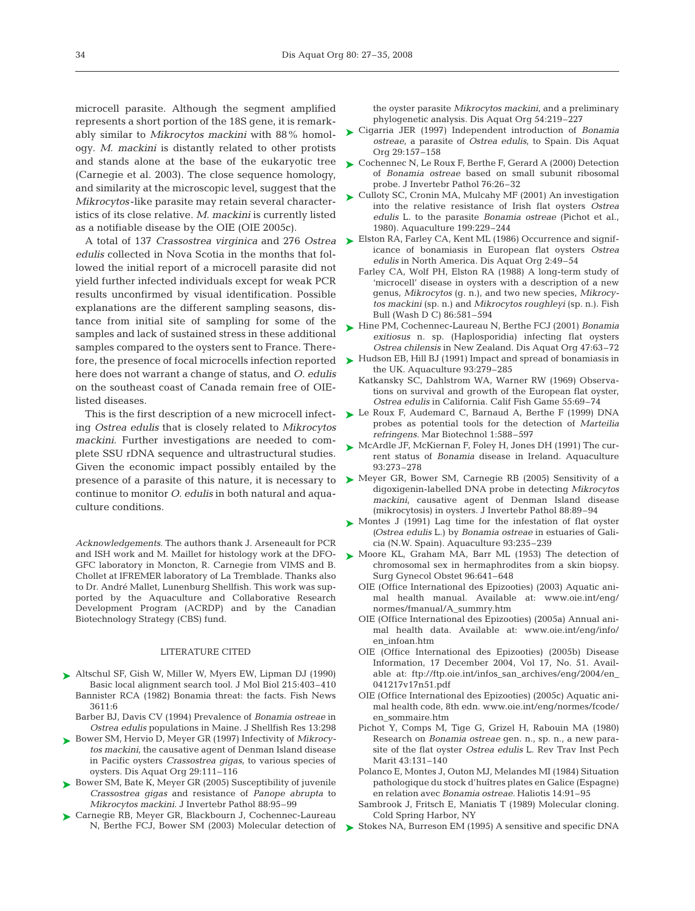microcell parasite. Although the segment amplified represents a short portion of the 18S gene, it is remarkably similar to *Mikrocytos mackini* with 88% homology. *M. mackini* is distantly related to other protists and stands alone at the base of the eukaryotic tree (Carnegie et al. 2003). The close sequence homology, and similarity at the microscopic level, suggest that the *Mikrocytos*-like parasite may retain several characteristics of its close relative. *M. mackini* is currently listed as a notifiable disease by the OIE (OIE 2005c).

A total of 137 *Crassostrea virginica* and 276 *Ostrea edulis* collected in Nova Scotia in the months that followed the initial report of a microcell parasite did not yield further infected individuals except for weak PCR results unconfirmed by visual identification. Possible explanations are the different sampling seasons, distance from initial site of sampling for some of the samples and lack of sustained stress in these additional samples compared to the oysters sent to France. Therefore, the presence of focal microcells infection reported here does not warrant a change of status, and *O. edulis* on the southeast coast of Canada remain free of OIE-listed diseases.

This is the first description of a new microcell infecting *Ostrea edulis* that is closely related to *Mikrocytos mackini*. Further investigations are needed to complete SSU rDNA sequence and ultrastructural studies. Given the economic impact possibly entailed by the presence of a parasite of this nature, it is necessary to continue to monitor *O. edulis* in both natural and aquaculture conditions.

*Acknowledgements.* The authors thank J. Arseneault for PCR and ISH work and M. Maillet for histology work at the DFO-GFC laboratory in Moncton, R. Carnegie from VIMS and B. Chollet at IFREMER laboratory of La Tremblade. Thanks also to Dr. André Mallet, Lunenburg Shellfish. This work was supported by the Aquaculture and Collaborative Research Development Program (ACRDP) and by the Canadian Biotechnology Strategy (CBS) fund.

## LITERATURE CITED

- Altschul SF, Gish W, Miller W, Myers EW, Lipman DJ (1990) Basic local alignment search tool. J Mol Biol 215:403–410
- Bannister RCA (1982) Bonamia threat: the facts. Fish News 3611:6
- Barber BJ, Davis CV (1994) Prevalence of *Bonamia ostreae* in *Ostrea edulis* populations in Maine. J Shellfish Res 13:298
- Bower SM, Hervio D, Meyer GR (1997) Infectivity of *Mikrocytos mackini*, the causative agent of Denman Island disease in Pacific oysters *Crassostrea gigas*, to various species of oysters. Dis Aquat Org 29:111–116
- Bower SM, Bate K, Meyer GR (2005) Susceptibility of juvenile *Crassostrea gigas* and resistance of *Panope abrupta* to *Mikrocytos mackini*. J Invertebr Pathol 88:95–99
- Carnegie RB, Meyer GR, Blackbourn J, Cochennec-Laureau N, Berthe FCJ, Bower SM (2003) Molecular detection of the oyster parasite *Mikrocytos mackini*, and a preliminary phylogenetic analysis. Dis Aquat Org 54:219–227
- Cigarria JER (1997) Independent introduction of *Bonamia ostreae*, a parasite of *Ostrea edulis*, to Spain. Dis Aquat Org 29:157–158
- Cochennec N, Le Roux F, Berthe F, Gerard A (2000) Detection of *Bonamia ostreae* based on small subunit ribosomal probe. J Invertebr Pathol 76:26–32
- Culloty SC, Cronin MA, Mulcahy MF (2001) An investigation into the relative resistance of Irish flat oysters *Ostrea edulis* L. to the parasite *Bonamia ostreae* (Pichot et al., 1980). Aquaculture 199:229–244
- Elston RA, Farley CA, Kent ML (1986) Occurrence and significance of bonamiasis in European flat oysters *Ostrea edulis* in North America. Dis Aquat Org 2:49–54
- Farley CA, Wolf PH, Elston RA (1988) A long-term study of 'microcell' disease in oysters with a description of a new genus, *Mikrocytos* (g. n.), and two new species, *Mikrocytos mackini* (sp. n.) and *Mikrocytos roughleyi* (sp. n.). Fish Bull (Wash D C) 86:581–594
- Hine PM, Cochennec-Laureau N, Berthe FCJ (2001) *Bonamia exitiosus* n. sp. (Haplosporidia) infecting flat oysters *Ostrea chilensis* in New Zealand. Dis Aquat Org 47:63–72
- Hudson EB, Hill BJ (1991) Impact and spread of bonamiasis in the UK. Aquaculture 93:279–285
- Katkansky SC, Dahlstrom WA, Warner RW (1969) Observations on survival and growth of the European flat oyster, *Ostrea edulis* in California. Calif Fish Game 55:69–74
- Le Roux F, Audemard C, Barnaud A, Berthe F (1999) DNA probes as potential tools for the detection of *Marteilia refringens*. Mar Biotechnol 1:588–597
- McArdle JF, McKiernan F, Foley H, Jones DH (1991) The current status of *Bonamia* disease in Ireland. Aquaculture 93:273–278
- Meyer GR, Bower SM, Carnegie RB (2005) Sensitivity of a digoxigenin-labelled DNA probe in detecting *Mikrocytos mackini*, causative agent of Denman Island disease (mikrocytosis) in oysters. J Invertebr Pathol 88:89–94
- Montes J (1991) Lag time for the infestation of flat oyster (*Ostrea edulis* L.) by *Bonamia ostreae* in estuaries of Galicia (N.W. Spain). Aquaculture 93:235–239
- Moore KL, Graham MA, Barr ML (1953) The detection of chromosomal sex in hermaphrodites from a skin biopsy. Surg Gynecol Obstet 96:641–648
- OIE (Office International des Epizooties) (2003) Aquatic animal health manual. Available at: www.oie.int/eng/normes/fmanual/A_summry.htm
- OIE (Office International des Epizooties) (2005a) Annual animal health data. Available at: www.oie.int/eng/info/en_infoan.htm
- OIE (Office International des Epizooties) (2005b) Disease Information, 17 December 2004, Vol 17, No. 51. Available at: ftp://ftp.oie.int/infos_san_archives/eng/2004/en_041217v17n51.pdf
- OIE (Office International des Epizooties) (2005c) Aquatic animal health code, 8th edn. www.oie.int/eng/normes/fcode/en_sommaire.htm
- Pichot Y, Comps M, Tige G, Grizel H, Rabouin MA (1980) Research on *Bonamia ostreae* gen. n., sp. n., a new parasite of the flat oyster *Ostrea edulis* L. Rev Trav Inst Pech Marit 43:131–140
- Polanco E, Montes J, Outon MJ, Melandes MI (1984) Situation pathologique du stock d'huîtres plates en Galice (Espagne) en relation avec *Bonamia ostreae*. Haliotis 14:91–95
- Sambrook J, Fritsch E, Maniatis T (1989) Molecular cloning. Cold Spring Harbor, NY
- Stokes NA, Burreson EM (1995) A sensitive and specific DNA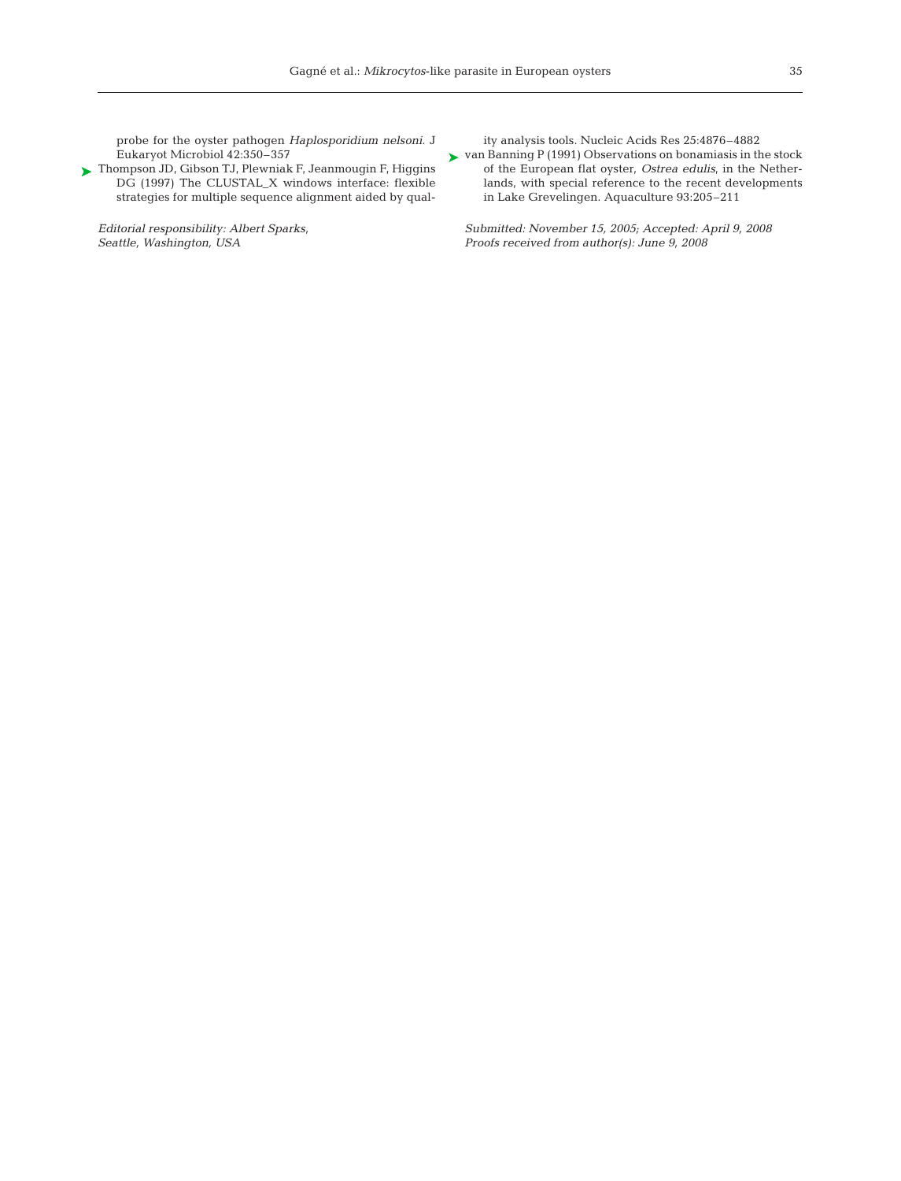probe for the oyster pathogen *Haplosporidium nelsoni*. J Eukaryot Microbiol 42:350–357

Thompson JD, Gibson TJ, Plewniak F, Jeanmougin F, Higgins DG (1997) The CLUSTAL_X windows interface: flexible strategies for multiple sequence alignment aided by quality analysis tools. Nucleic Acids Res 25:4876–4882

van Banning P (1991) Observations on bonamiasis in the stock of the European flat oyster, *Ostrea edulis*, in the Netherlands, with special reference to the recent developments in Lake Grevelingen. Aquaculture 93:205–211

*Editorial responsibility: Albert Sparks, Seattle, Washington, USA*

*Submitted: November 15, 2005; Accepted: April 9, 2008*
*Proofs received from author(s): June 9, 2008*